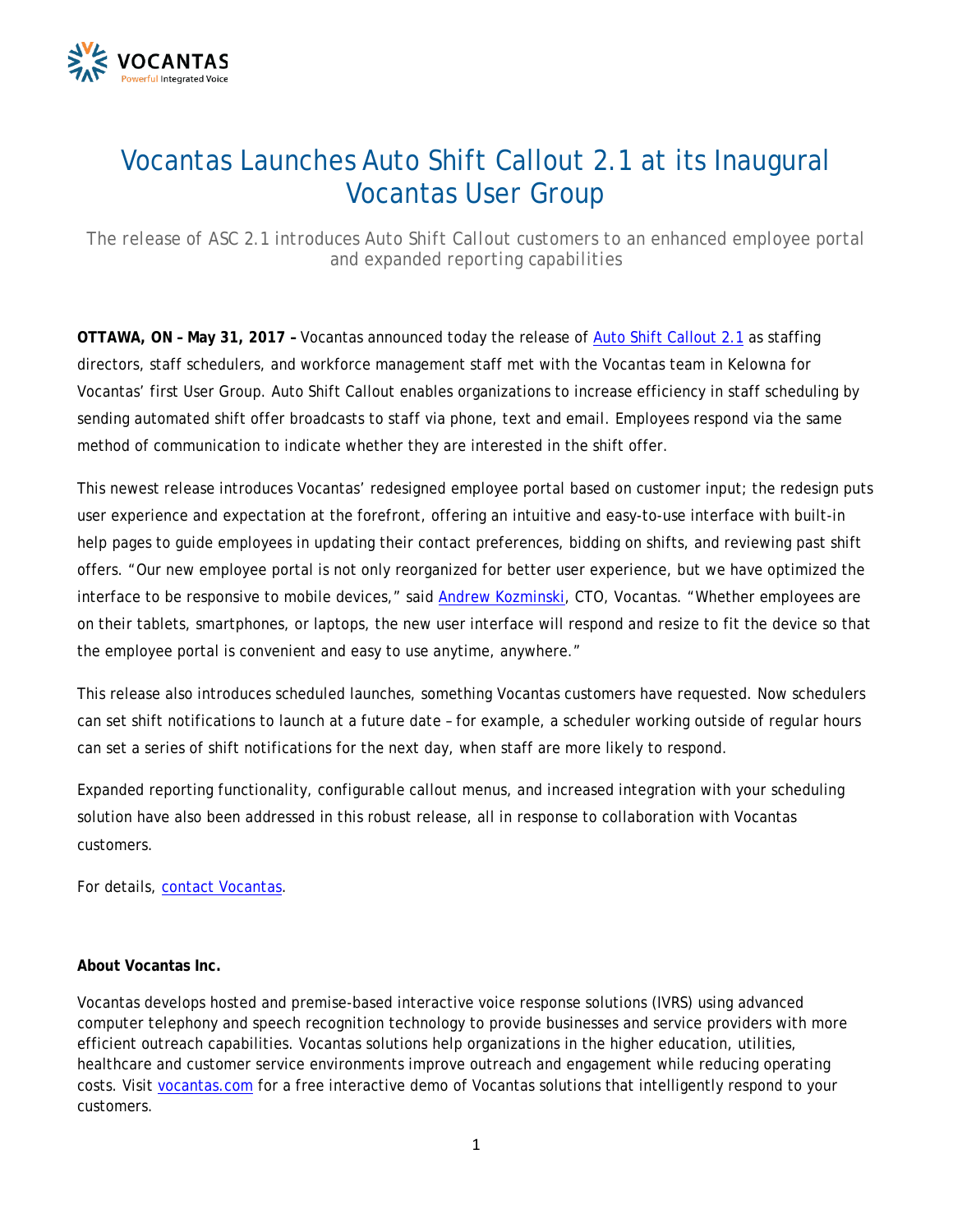# Vocantas Launches Auto Shift Callout 2.1 at its Inaugural Vocantas User Group

*The release of ASC 2.1 introduces Auto Shift Callout customers to an enhanced employee portal and expanded reporting capabilities*

**OTTAWA, ON – May 31, 2017 –** Vocantas announced today the release of [Auto Shift Callout 2.1] as staffing directors, staff schedulers, and workforce management staff met with the Vocantas team in Kelowna for Vocantas' first User Group. Auto Shift Callout enables organizations to increase efficiency in staff scheduling by sending automated shift offer broadcasts to staff via phone, text and email. Employees respond via the same method of communication to indicate whether they are interested in the shift offer.

This newest release introduces Vocantas' redesigned employee portal based on customer input; the redesign puts user experience and expectation at the forefront, offering an intuitive and easy-to-use interface with built-in help pages to guide employees in updating their contact preferences, bidding on shifts, and reviewing past shift offers. "Our new employee portal is not only reorganized for better user experience, but we have optimized the interface to be responsive to mobile devices," said [Andrew Kozminski], CTO, Vocantas. "Whether employees are on their tablets, smartphones, or laptops, the new user interface will respond and resize to fit the device so that the employee portal is convenient and easy to use anytime, anywhere."

This release also introduces scheduled launches, something Vocantas customers have requested. Now schedulers can set shift notifications to launch at a future date – for example, a scheduler working outside of regular hours can set a series of shift notifications for the next day, when staff are more likely to respond.

Expanded reporting functionality, configurable callout menus, and increased integration with your scheduling solution have also been addressed in this robust release, all in response to collaboration with Vocantas customers.

For details, [contact Vocantas].

**About Vocantas Inc.**

Vocantas develops hosted and premise-based interactive voice response solutions (IVRS) using advanced computer telephony and speech recognition technology to provide businesses and service providers with more efficient outreach capabilities. Vocantas solutions help organizations in the higher education, utilities, healthcare and customer service environments improve outreach and engagement while reducing operating costs. Visit [vocantas.com] for a free interactive demo of Vocantas solutions that intelligently respond to your customers.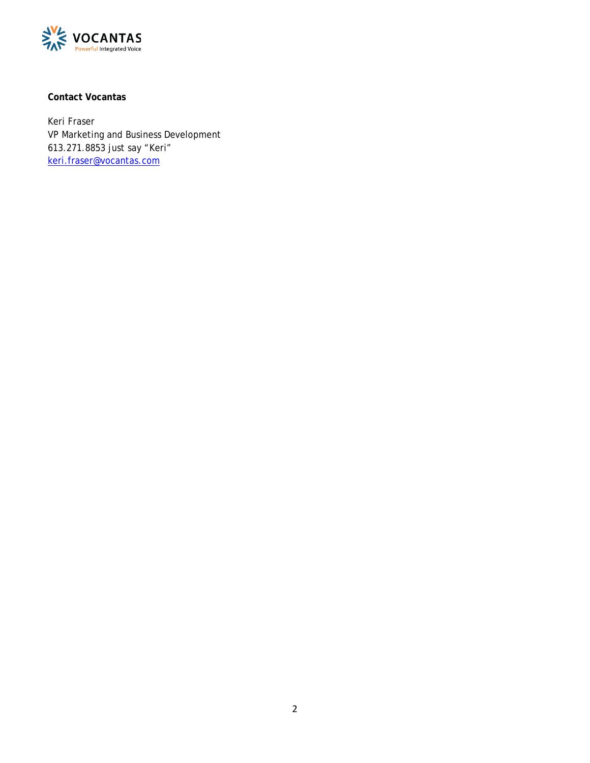**Contact Vocantas**

Keri Fraser
VP Marketing and Business Development
613.271.8853 just say "Keri"
keri.fraser@vocantas.com